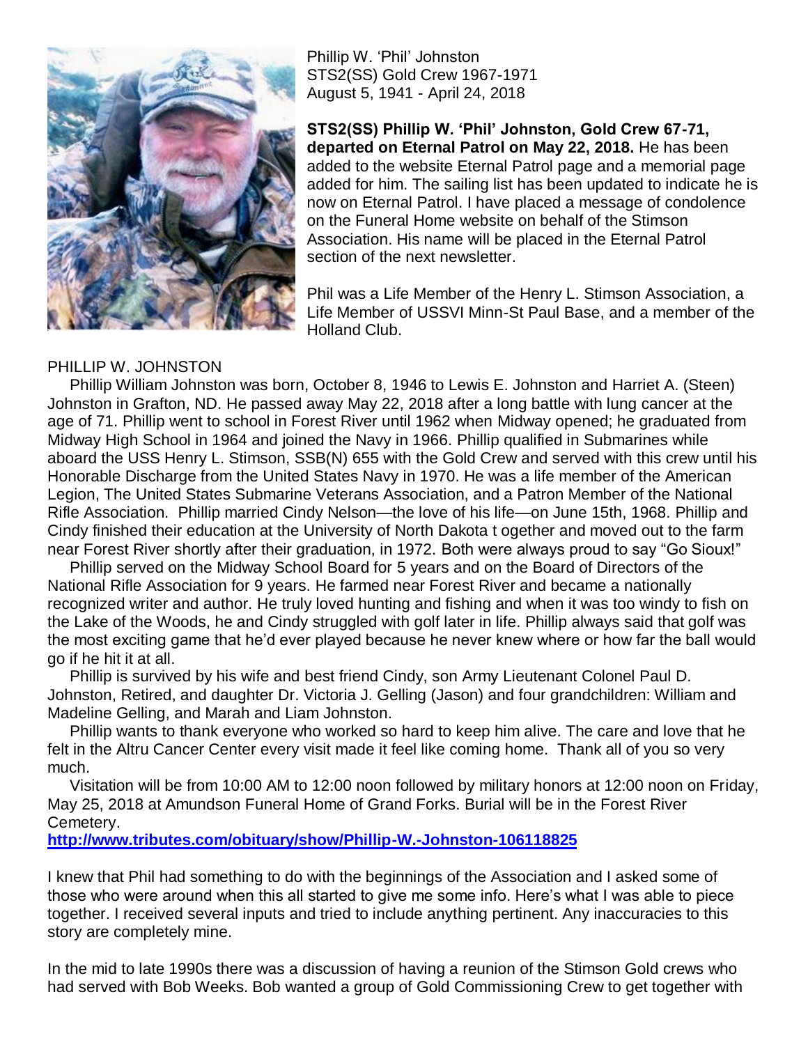Phillip W. 'Phil' Johnston
STS2(SS) Gold Crew 1967-1971
August 5, 1941 - April 24, 2018

**STS2(SS) Phillip W. 'Phil' Johnston, Gold Crew 67-71, departed on Eternal Patrol on May 22, 2018.** He has been added to the website Eternal Patrol page and a memorial page added for him. The sailing list has been updated to indicate he is now on Eternal Patrol. I have placed a message of condolence on the Funeral Home website on behalf of the Stimson Association. His name will be placed in the Eternal Patrol section of the next newsletter.

Phil was a Life Member of the Henry L. Stimson Association, a Life Member of USSVI Minn-St Paul Base, and a member of the Holland Club.

PHILLIP W. JOHNSTON

Phillip William Johnston was born, October 8, 1946 to Lewis E. Johnston and Harriet A. (Steen) Johnston in Grafton, ND. He passed away May 22, 2018 after a long battle with lung cancer at the age of 71. Phillip went to school in Forest River until 1962 when Midway opened; he graduated from Midway High School in 1964 and joined the Navy in 1966. Phillip qualified in Submarines while aboard the USS Henry L. Stimson, SSB(N) 655 with the Gold Crew and served with this crew until his Honorable Discharge from the United States Navy in 1970. He was a life member of the American Legion, The United States Submarine Veterans Association, and a Patron Member of the National Rifle Association. Phillip married Cindy Nelson—the love of his life—on June 15th, 1968. Phillip and Cindy finished their education at the University of North Dakota t ogether and moved out to the farm near Forest River shortly after their graduation, in 1972. Both were always proud to say "Go Sioux!"

Phillip served on the Midway School Board for 5 years and on the Board of Directors of the National Rifle Association for 9 years. He farmed near Forest River and became a nationally recognized writer and author. He truly loved hunting and fishing and when it was too windy to fish on the Lake of the Woods, he and Cindy struggled with golf later in life. Phillip always said that golf was the most exciting game that he'd ever played because he never knew where or how far the ball would go if he hit it at all.

Phillip is survived by his wife and best friend Cindy, son Army Lieutenant Colonel Paul D. Johnston, Retired, and daughter Dr. Victoria J. Gelling (Jason) and four grandchildren: William and Madeline Gelling, and Marah and Liam Johnston.

Phillip wants to thank everyone who worked so hard to keep him alive. The care and love that he felt in the Altru Cancer Center every visit made it feel like coming home. Thank all of you so very much.

Visitation will be from 10:00 AM to 12:00 noon followed by military honors at 12:00 noon on Friday, May 25, 2018 at Amundson Funeral Home of Grand Forks. Burial will be in the Forest River Cemetery.

**http://www.tributes.com/obituary/show/Phillip-W.-Johnston-106118825**

I knew that Phil had something to do with the beginnings of the Association and I asked some of those who were around when this all started to give me some info. Here's what I was able to piece together. I received several inputs and tried to include anything pertinent. Any inaccuracies to this story are completely mine.

In the mid to late 1990s there was a discussion of having a reunion of the Stimson Gold crews who had served with Bob Weeks. Bob wanted a group of Gold Commissioning Crew to get together with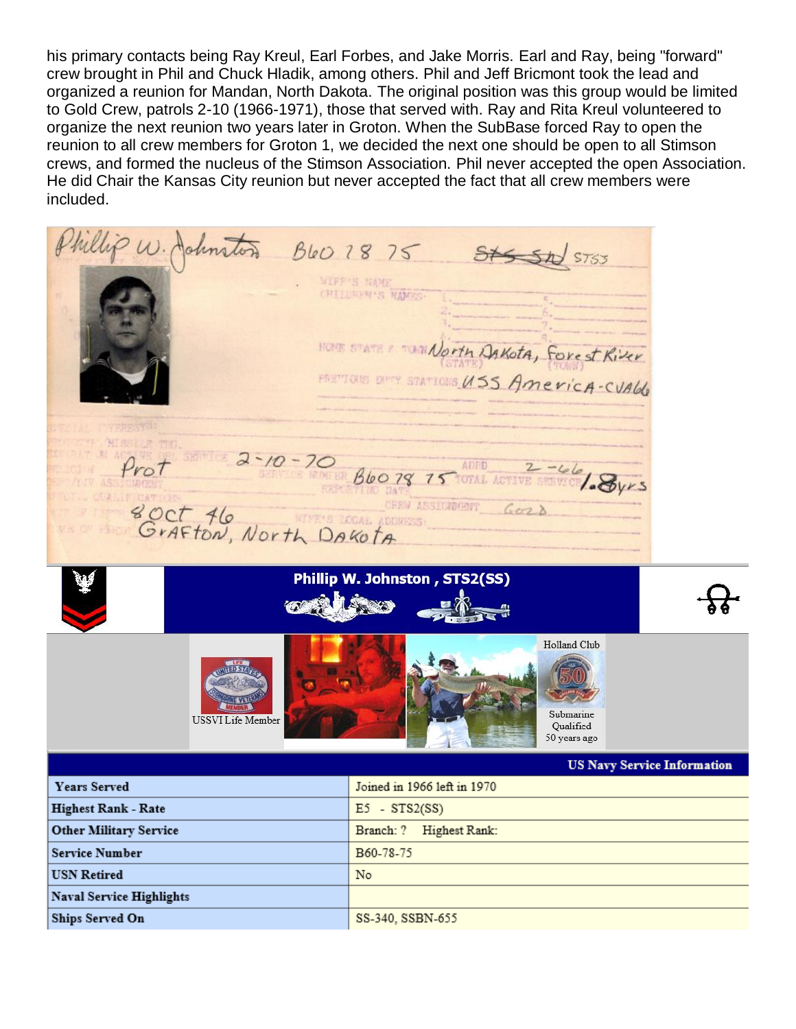his primary contacts being Ray Kreul, Earl Forbes, and Jake Morris. Earl and Ray, being "forward" crew brought in Phil and Chuck Hladik, among others. Phil and Jeff Bricmont took the lead and organized a reunion for Mandan, North Dakota. The original position was this group would be limited to Gold Crew, patrols 2-10 (1966-1971), those that served with. Ray and Rita Kreul volunteered to organize the next reunion two years later in Groton. When the SubBase forced Ray to open the reunion to all crew members for Groton 1, we decided the next one should be open to all Stimson crews, and formed the nucleus of the Stimson Association. Phil never accepted the open Association. He did Chair the Kansas City reunion but never accepted the fact that all crew members were included.

Phillip W. Johnston B60 78 75 STS SN STS3

WIFE'S NAME
CHILDREN'S NAMES

HOME STATE / TOWN North Dakota, Forest River

PREVIOUS DUTY STATIONS USS America-CVA66

EXPIRATION OF ACTIVE OBL SERVICE 2-10-70
RELIGION Prot
SERVICE NUMBER B60 78 75
ADBD 2-66
TOTAL ACTIVE SERVICE 1.8yrs
REPORTING DATE
CREW ASSIGNMENT Gold
DATE OF BIRTH 8 Oct 46
PLACE OF BIRTH Grafton, North Dakota
WIFE'S LOCAL ADDRESS

## Phillip W. Johnston , STS2(SS)

USSVI Life Member

Holland Club

Submarine Qualified 50 years ago

**US Navy Service Information**

| | |
|---|---|
| **Years Served** | Joined in 1966 left in 1970 |
| **Highest Rank - Rate** | E5 - STS2(SS) |
| **Other Military Service** | Branch: ? Highest Rank: |
| **Service Number** | B60-78-75 |
| **USN Retired** | No |
| **Naval Service Highlights** | |
| **Ships Served On** | SS-340, SSBN-655 |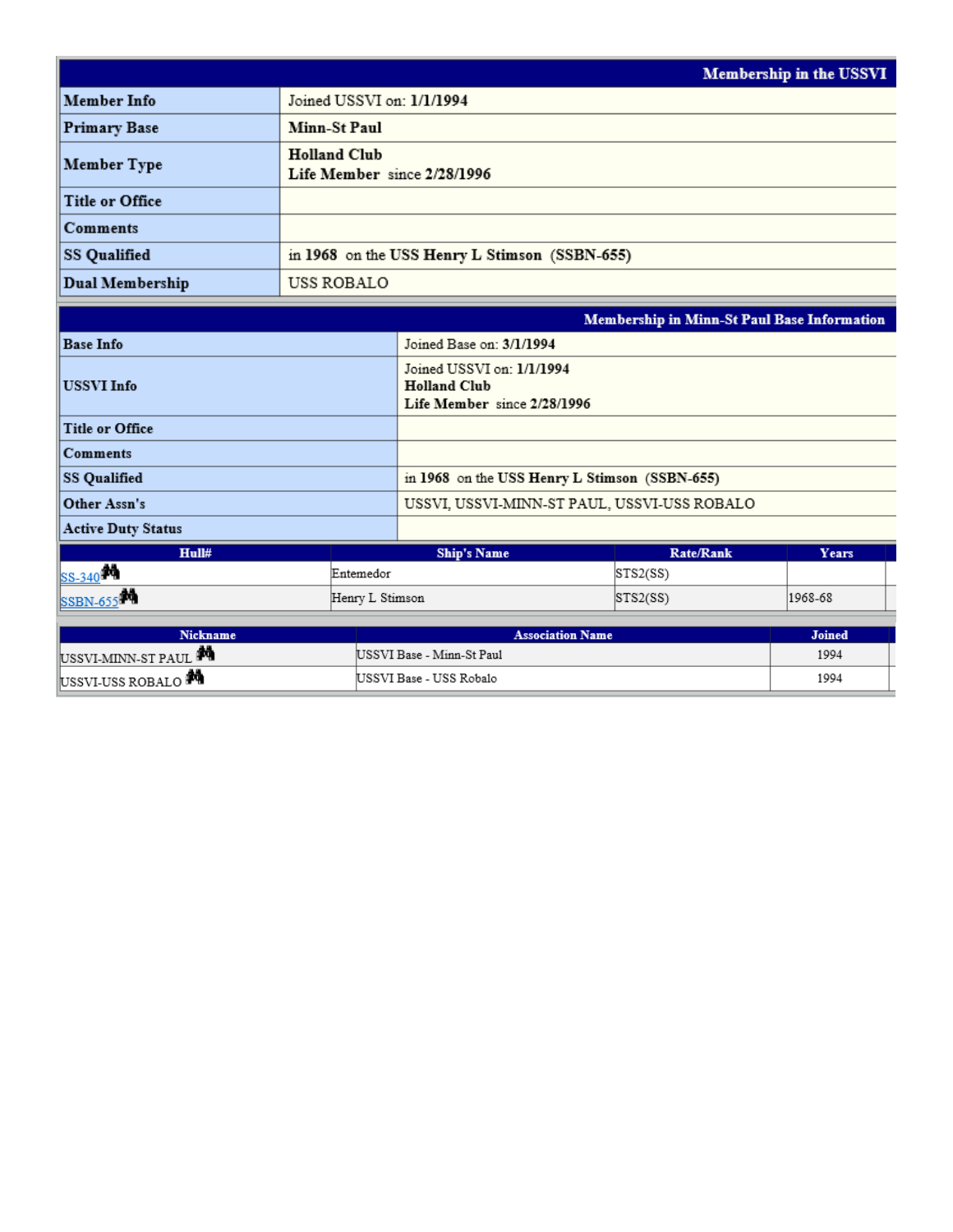| | Membership in the USSVI |
|---|---|
| **Member Info** | Joined USSVI on: **1/1/1994** |
| **Primary Base** | **Minn-St Paul** |
| **Member Type** | **Holland Club**<br>**Life Member** since **2/28/1996** |
| **Title or Office** | |
| **Comments** | |
| **SS Qualified** | in **1968** on the **USS Henry L Stimson** **(SSBN-655)** |
| **Dual Membership** | USS ROBALO |

| | Membership in Minn-St Paul Base Information |
|---|---|
| **Base Info** | Joined Base on: **3/1/1994** |
| **USSVI Info** | Joined USSVI on: **1/1/1994**<br>**Holland Club**<br>**Life Member** since **2/28/1996** |
| **Title or Office** | |
| **Comments** | |
| **SS Qualified** | in **1968** on the **USS Henry L Stimson** **(SSBN-655)** |
| **Other Assn's** | USSVI, USSVI-MINN-ST PAUL, USSVI-USS ROBALO |
| **Active Duty Status** | |

| Hull# | Ship's Name | Rate/Rank | Years |
|---|---|---|---|
| SS-340 | Entemedor | STS2(SS) | |
| SSBN-655 | Henry L Stimson | STS2(SS) | 1968-68 |

| Nickname | Association Name | Joined |
|---|---|---|
| USSVI-MINN-ST PAUL | USSVI Base - Minn-St Paul | 1994 |
| USSVI-USS ROBALO | USSVI Base - USS Robalo | 1994 |